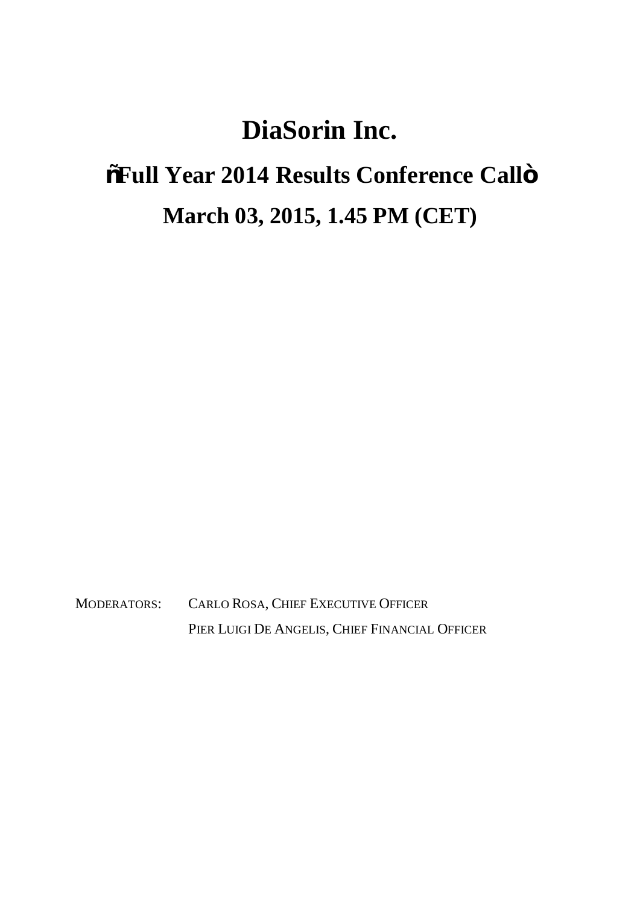# DiaSorin Inc.

## ñFull Year 2014 Results Conference Callò

## March 03, 2015, 1.45 PM (CET)

MODERATORS: CARLO ROSA, CHIEF EXECUTIVE OFFICER
PIER LUIGI DE ANGELIS, CHIEF FINANCIAL OFFICER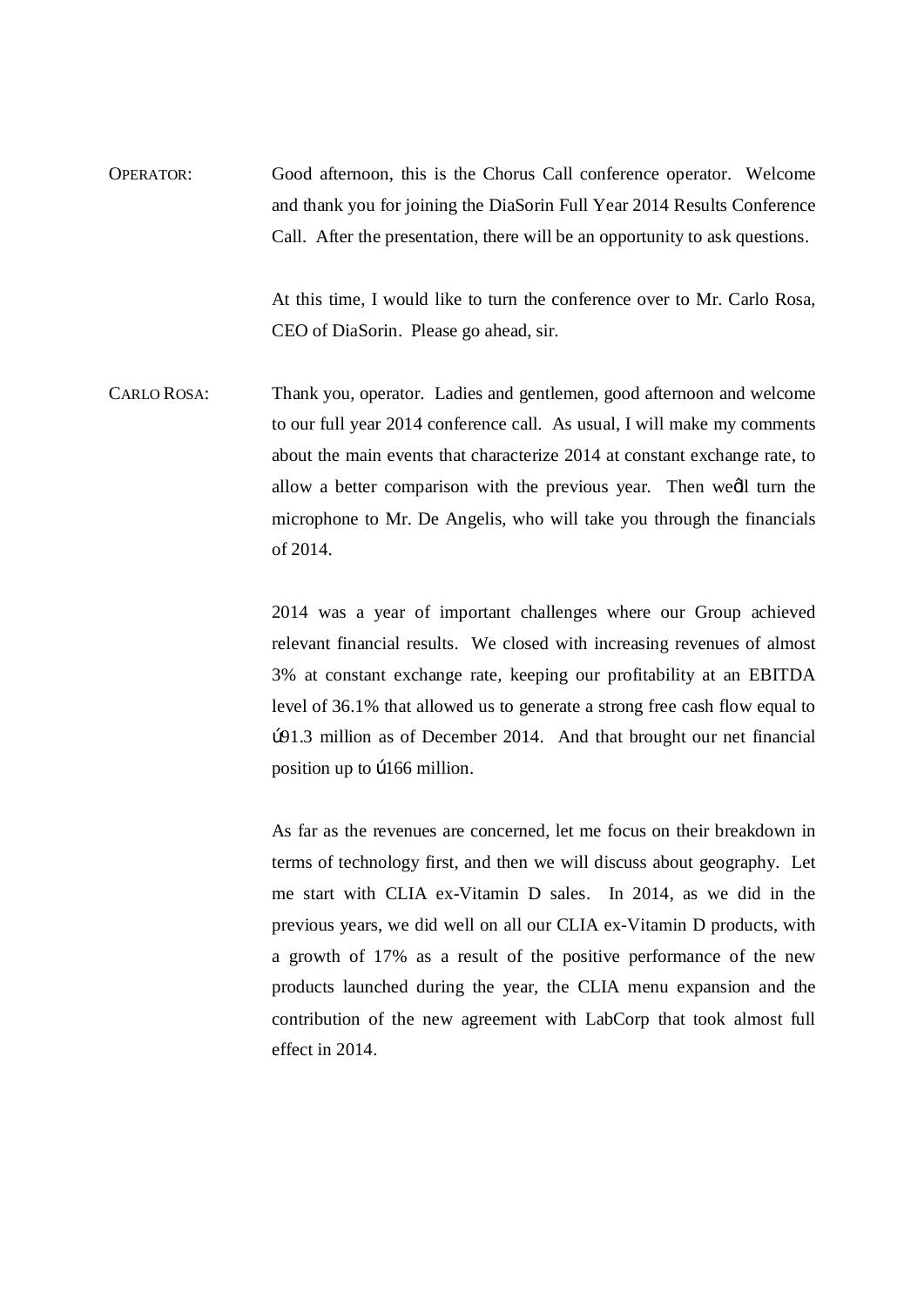OPERATOR: Good afternoon, this is the Chorus Call conference operator. Welcome and thank you for joining the DiaSorin Full Year 2014 Results Conference Call. After the presentation, there will be an opportunity to ask questions.

At this time, I would like to turn the conference over to Mr. Carlo Rosa, CEO of DiaSorin. Please go ahead, sir.

CARLO ROSA: Thank you, operator. Ladies and gentlemen, good afternoon and welcome to our full year 2014 conference call. As usual, I will make my comments about the main events that characterize 2014 at constant exchange rate, to allow a better comparison with the previous year. Then weǿll turn the microphone to Mr. De Angelis, who will take you through the financials of 2014.

2014 was a year of important challenges where our Group achieved relevant financial results. We closed with increasing revenues of almost 3% at constant exchange rate, keeping our profitability at an EBITDA level of 36.1% that allowed us to generate a strong free cash flow equal to ú91.3 million as of December 2014. And that brought our net financial position up to ú166 million.

As far as the revenues are concerned, let me focus on their breakdown in terms of technology first, and then we will discuss about geography. Let me start with CLIA ex-Vitamin D sales. In 2014, as we did in the previous years, we did well on all our CLIA ex-Vitamin D products, with a growth of 17% as a result of the positive performance of the new products launched during the year, the CLIA menu expansion and the contribution of the new agreement with LabCorp that took almost full effect in 2014.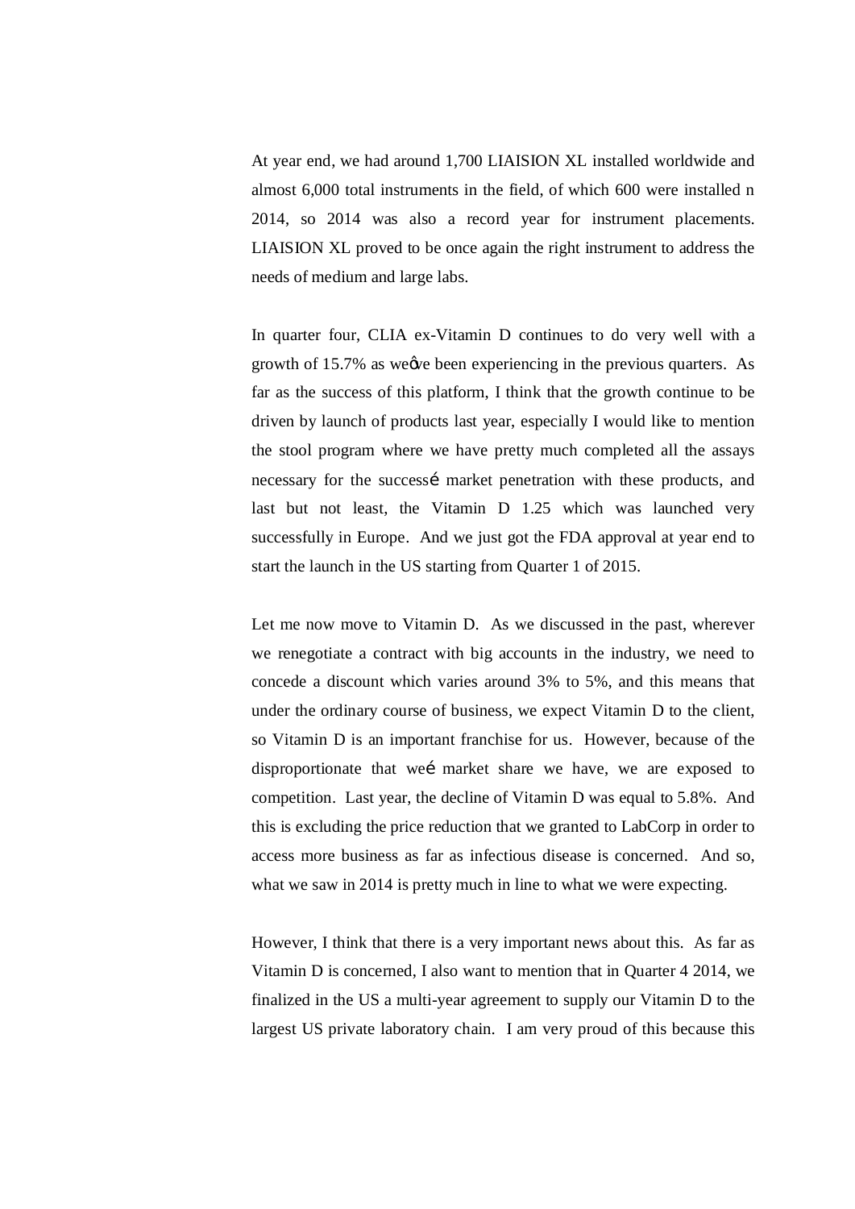At year end, we had around 1,700 LIAISION XL installed worldwide and almost 6,000 total instruments in the field, of which 600 were installed n 2014, so 2014 was also a record year for instrument placements. LIAISION XL proved to be once again the right instrument to address the needs of medium and large labs.

In quarter four, CLIA ex-Vitamin D continues to do very well with a growth of 15.7% as weçve been experiencing in the previous quarters. As far as the success of this platform, I think that the growth continue to be driven by launch of products last year, especially I would like to mention the stool program where we have pretty much completed all the assays necessary for the successí market penetration with these products, and last but not least, the Vitamin D 1.25 which was launched very successfully in Europe. And we just got the FDA approval at year end to start the launch in the US starting from Quarter 1 of 2015.

Let me now move to Vitamin D. As we discussed in the past, wherever we renegotiate a contract with big accounts in the industry, we need to concede a discount which varies around 3% to 5%, and this means that under the ordinary course of business, we expect Vitamin D to the client, so Vitamin D is an important franchise for us. However, because of the disproportionate that weí market share we have, we are exposed to competition. Last year, the decline of Vitamin D was equal to 5.8%. And this is excluding the price reduction that we granted to LabCorp in order to access more business as far as infectious disease is concerned. And so, what we saw in 2014 is pretty much in line to what we were expecting.

However, I think that there is a very important news about this. As far as Vitamin D is concerned, I also want to mention that in Quarter 4 2014, we finalized in the US a multi-year agreement to supply our Vitamin D to the largest US private laboratory chain. I am very proud of this because this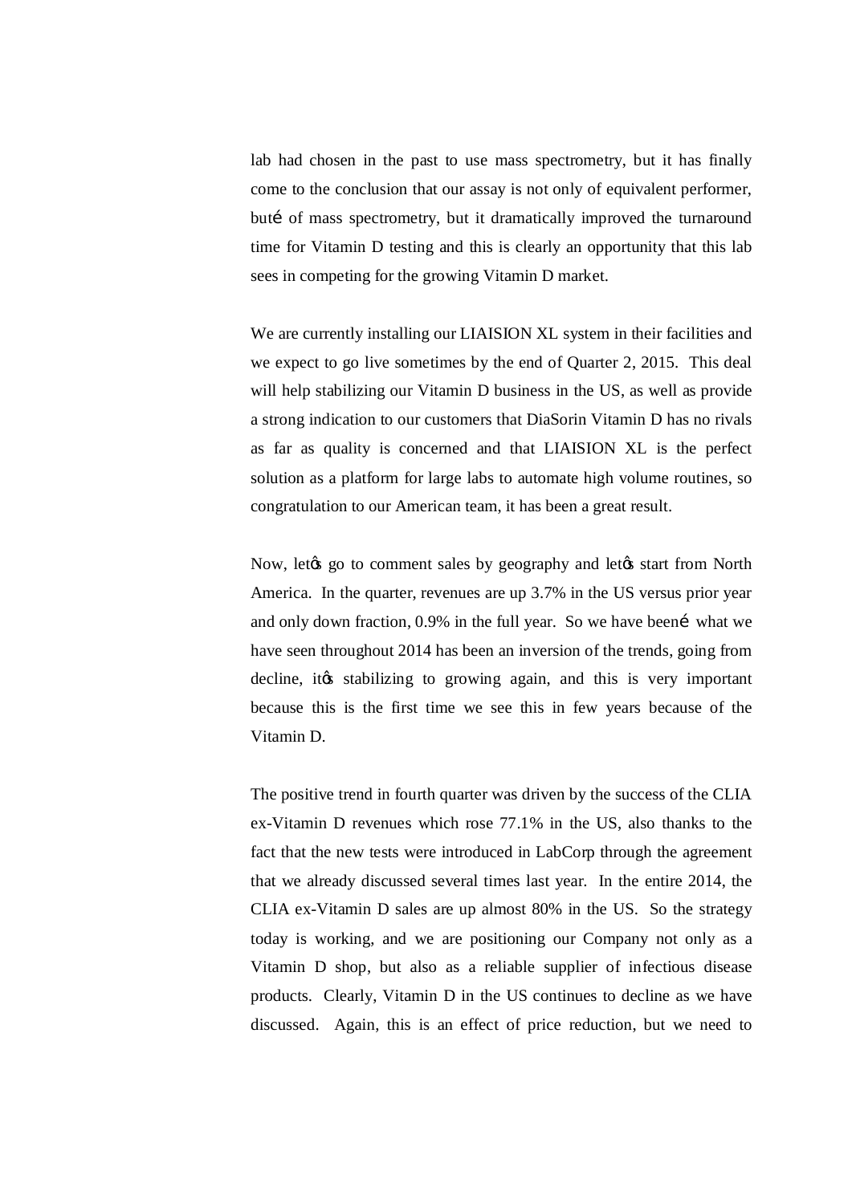lab had chosen in the past to use mass spectrometry, but it has finally come to the conclusion that our assay is not only of equivalent performer, butí of mass spectrometry, but it dramatically improved the turnaround time for Vitamin D testing and this is clearly an opportunity that this lab sees in competing for the growing Vitamin D market.

We are currently installing our LIAISION XL system in their facilities and we expect to go live sometimes by the end of Quarter 2, 2015. This deal will help stabilizing our Vitamin D business in the US, as well as provide a strong indication to our customers that DiaSorin Vitamin D has no rivals as far as quality is concerned and that LIAISION XL is the perfect solution as a platform for large labs to automate high volume routines, so congratulation to our American team, it has been a great result.

Now, letœ go to comment sales by geography and letœ start from North America. In the quarter, revenues are up 3.7% in the US versus prior year and only down fraction, 0.9% in the full year. So we have beení what we have seen throughout 2014 has been an inversion of the trends, going from decline, itœ stabilizing to growing again, and this is very important because this is the first time we see this in few years because of the Vitamin D.

The positive trend in fourth quarter was driven by the success of the CLIA ex-Vitamin D revenues which rose 77.1% in the US, also thanks to the fact that the new tests were introduced in LabCorp through the agreement that we already discussed several times last year. In the entire 2014, the CLIA ex-Vitamin D sales are up almost 80% in the US. So the strategy today is working, and we are positioning our Company not only as a Vitamin D shop, but also as a reliable supplier of infectious disease products. Clearly, Vitamin D in the US continues to decline as we have discussed. Again, this is an effect of price reduction, but we need to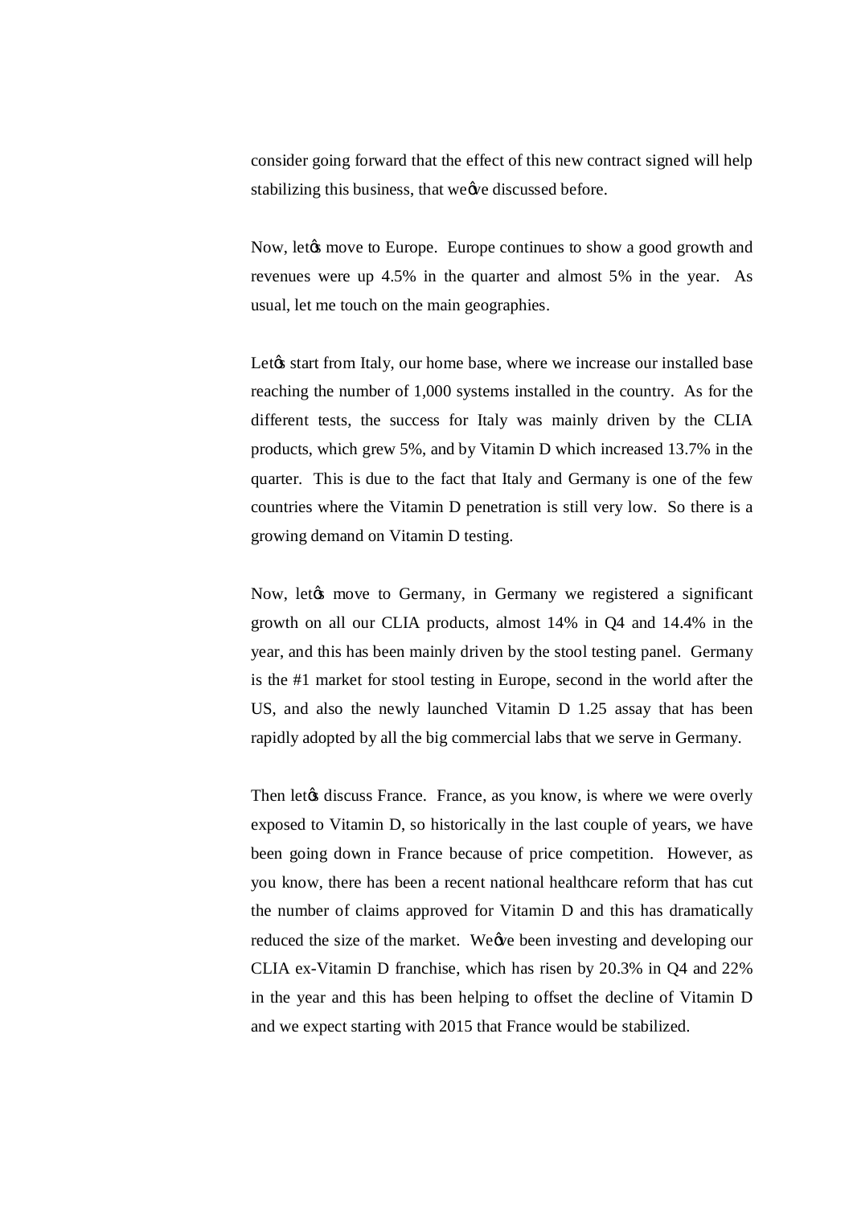consider going forward that the effect of this new contract signed will help stabilizing this business, that weǿve discussed before.

Now, letǿs move to Europe. Europe continues to show a good growth and revenues were up 4.5% in the quarter and almost 5% in the year. As usual, let me touch on the main geographies.

Letǿs start from Italy, our home base, where we increase our installed base reaching the number of 1,000 systems installed in the country. As for the different tests, the success for Italy was mainly driven by the CLIA products, which grew 5%, and by Vitamin D which increased 13.7% in the quarter. This is due to the fact that Italy and Germany is one of the few countries where the Vitamin D penetration is still very low. So there is a growing demand on Vitamin D testing.

Now, letǿs move to Germany, in Germany we registered a significant growth on all our CLIA products, almost 14% in Q4 and 14.4% in the year, and this has been mainly driven by the stool testing panel. Germany is the #1 market for stool testing in Europe, second in the world after the US, and also the newly launched Vitamin D 1.25 assay that has been rapidly adopted by all the big commercial labs that we serve in Germany.

Then letǿs discuss France. France, as you know, is where we were overly exposed to Vitamin D, so historically in the last couple of years, we have been going down in France because of price competition. However, as you know, there has been a recent national healthcare reform that has cut the number of claims approved for Vitamin D and this has dramatically reduced the size of the market. Weǿve been investing and developing our CLIA ex-Vitamin D franchise, which has risen by 20.3% in Q4 and 22% in the year and this has been helping to offset the decline of Vitamin D and we expect starting with 2015 that France would be stabilized.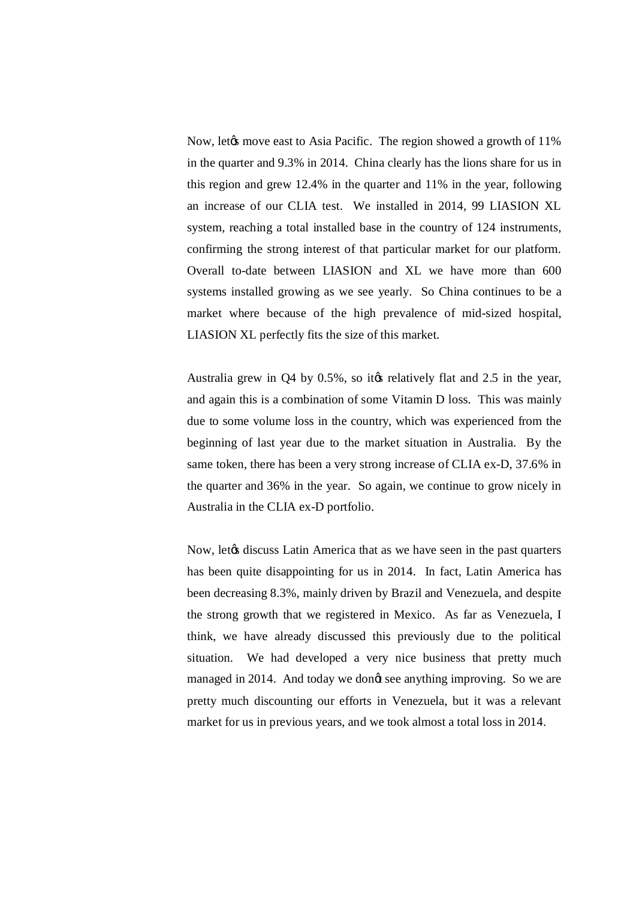Now, letǿs move east to Asia Pacific. The region showed a growth of 11% in the quarter and 9.3% in 2014. China clearly has the lions share for us in this region and grew 12.4% in the quarter and 11% in the year, following an increase of our CLIA test. We installed in 2014, 99 LIASION XL system, reaching a total installed base in the country of 124 instruments, confirming the strong interest of that particular market for our platform. Overall to-date between LIASION and XL we have more than 600 systems installed growing as we see yearly. So China continues to be a market where because of the high prevalence of mid-sized hospital, LIASION XL perfectly fits the size of this market.

Australia grew in Q4 by 0.5%, so itǿs relatively flat and 2.5 in the year, and again this is a combination of some Vitamin D loss. This was mainly due to some volume loss in the country, which was experienced from the beginning of last year due to the market situation in Australia. By the same token, there has been a very strong increase of CLIA ex-D, 37.6% in the quarter and 36% in the year. So again, we continue to grow nicely in Australia in the CLIA ex-D portfolio.

Now, letǿs discuss Latin America that as we have seen in the past quarters has been quite disappointing for us in 2014. In fact, Latin America has been decreasing 8.3%, mainly driven by Brazil and Venezuela, and despite the strong growth that we registered in Mexico. As far as Venezuela, I think, we have already discussed this previously due to the political situation. We had developed a very nice business that pretty much managed in 2014. And today we donǿt see anything improving. So we are pretty much discounting our efforts in Venezuela, but it was a relevant market for us in previous years, and we took almost a total loss in 2014.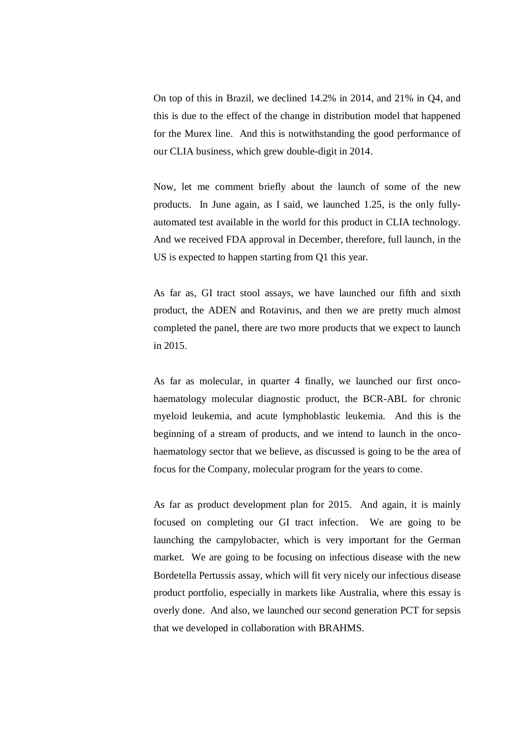On top of this in Brazil, we declined 14.2% in 2014, and 21% in Q4, and this is due to the effect of the change in distribution model that happened for the Murex line. And this is notwithstanding the good performance of our CLIA business, which grew double-digit in 2014.

Now, let me comment briefly about the launch of some of the new products. In June again, as I said, we launched 1.25, is the only fully-automated test available in the world for this product in CLIA technology. And we received FDA approval in December, therefore, full launch, in the US is expected to happen starting from Q1 this year.

As far as, GI tract stool assays, we have launched our fifth and sixth product, the ADEN and Rotavirus, and then we are pretty much almost completed the panel, there are two more products that we expect to launch in 2015.

As far as molecular, in quarter 4 finally, we launched our first onco-haematology molecular diagnostic product, the BCR-ABL for chronic myeloid leukemia, and acute lymphoblastic leukemia. And this is the beginning of a stream of products, and we intend to launch in the onco-haematology sector that we believe, as discussed is going to be the area of focus for the Company, molecular program for the years to come.

As far as product development plan for 2015. And again, it is mainly focused on completing our GI tract infection. We are going to be launching the campylobacter, which is very important for the German market. We are going to be focusing on infectious disease with the new Bordetella Pertussis assay, which will fit very nicely our infectious disease product portfolio, especially in markets like Australia, where this essay is overly done. And also, we launched our second generation PCT for sepsis that we developed in collaboration with BRAHMS.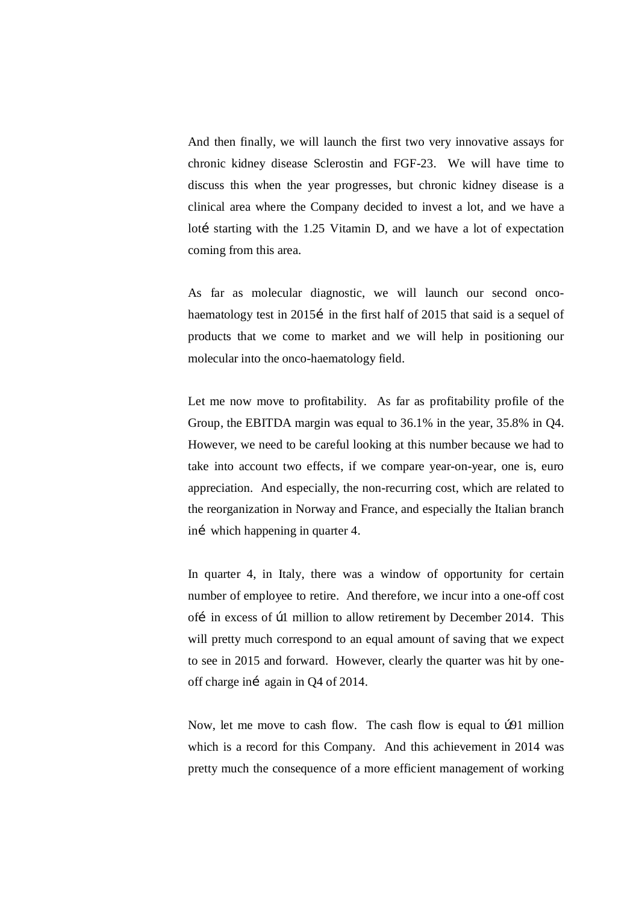And then finally, we will launch the first two very innovative assays for chronic kidney disease Sclerostin and FGF-23. We will have time to discuss this when the year progresses, but chronic kidney disease is a clinical area where the Company decided to invest a lot, and we have a lot… starting with the 1.25 Vitamin D, and we have a lot of expectation coming from this area.

As far as molecular diagnostic, we will launch our second onco-haematology test in 2015… in the first half of 2015 that said is a sequel of products that we come to market and we will help in positioning our molecular into the onco-haematology field.

Let me now move to profitability. As far as profitability profile of the Group, the EBITDA margin was equal to 36.1% in the year, 35.8% in Q4. However, we need to be careful looking at this number because we had to take into account two effects, if we compare year-on-year, one is, euro appreciation. And especially, the non-recurring cost, which are related to the reorganization in Norway and France, and especially the Italian branch in… which happening in quarter 4.

In quarter 4, in Italy, there was a window of opportunity for certain number of employee to retire. And therefore, we incur into a one-off cost of… in excess of €1 million to allow retirement by December 2014. This will pretty much correspond to an equal amount of saving that we expect to see in 2015 and forward. However, clearly the quarter was hit by one-off charge in… again in Q4 of 2014.

Now, let me move to cash flow. The cash flow is equal to €91 million which is a record for this Company. And this achievement in 2014 was pretty much the consequence of a more efficient management of working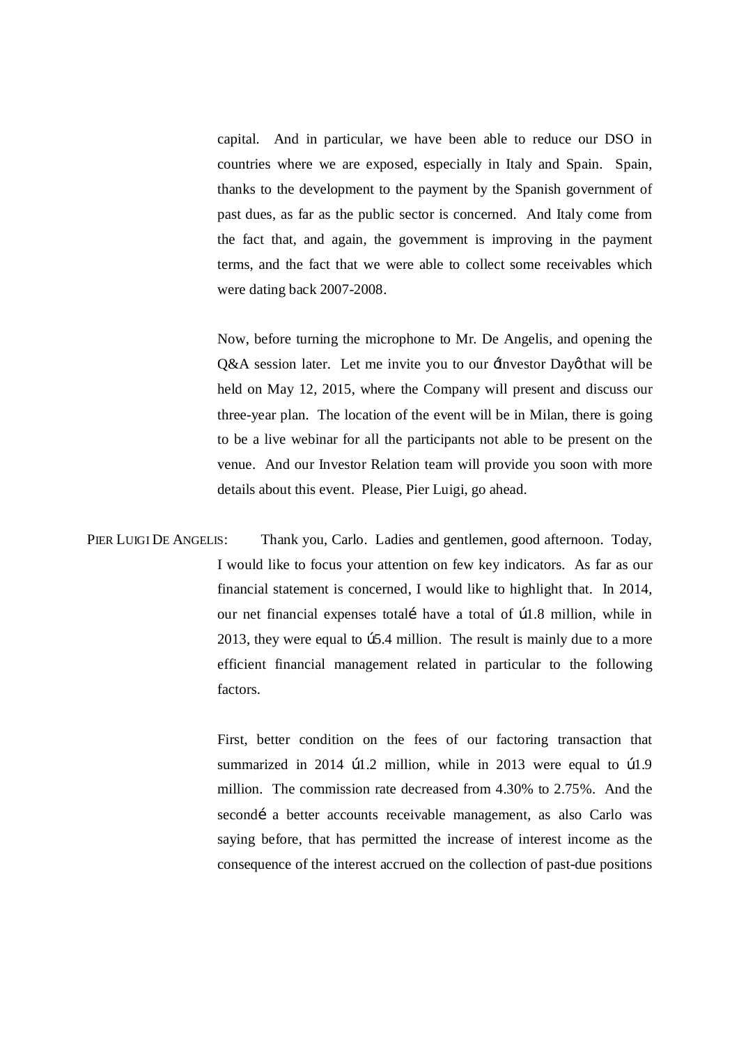capital. And in particular, we have been able to reduce our DSO in countries where we are exposed, especially in Italy and Spain. Spain, thanks to the development to the payment by the Spanish government of past dues, as far as the public sector is concerned. And Italy come from the fact that, and again, the government is improving in the payment terms, and the fact that we were able to collect some receivables which were dating back 2007-2008.

Now, before turning the microphone to Mr. De Angelis, and opening the Q&A session later. Let me invite you to our 'Investor Day' that will be held on May 12, 2015, where the Company will present and discuss our three-year plan. The location of the event will be in Milan, there is going to be a live webinar for all the participants not able to be present on the venue. And our Investor Relation team will provide you soon with more details about this event. Please, Pier Luigi, go ahead.

PIER LUIGI DE ANGELIS: Thank you, Carlo. Ladies and gentlemen, good afternoon. Today, I would like to focus your attention on few key indicators. As far as our financial statement is concerned, I would like to highlight that. In 2014, our net financial expenses total… have a total of €1.8 million, while in 2013, they were equal to €5.4 million. The result is mainly due to a more efficient financial management related in particular to the following factors.

First, better condition on the fees of our factoring transaction that summarized in 2014 €1.2 million, while in 2013 were equal to €1.9 million. The commission rate decreased from 4.30% to 2.75%. And the second… a better accounts receivable management, as also Carlo was saying before, that has permitted the increase of interest income as the consequence of the interest accrued on the collection of past-due positions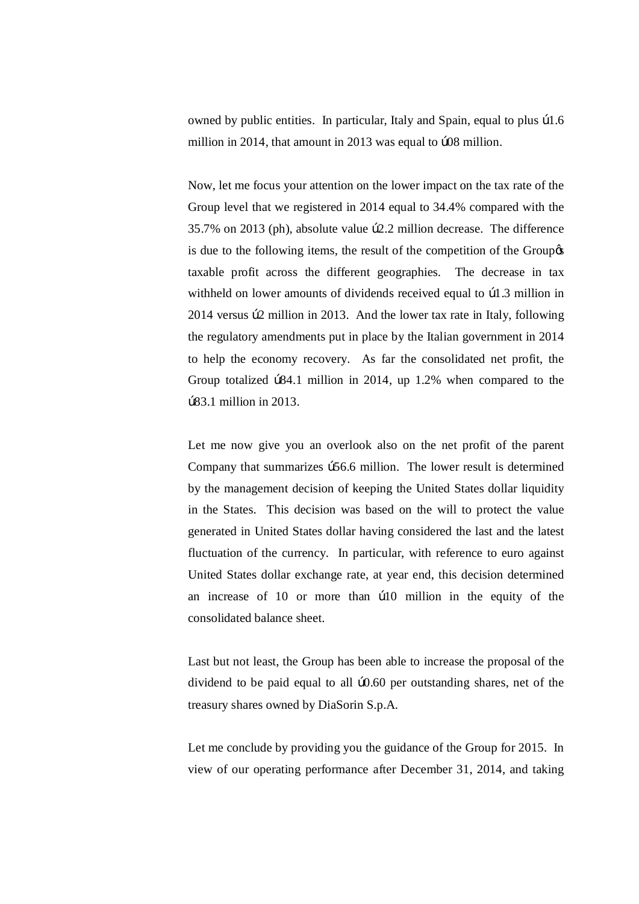owned by public entities. In particular, Italy and Spain, equal to plus ú1.6 million in 2014, that amount in 2013 was equal to ú08 million.

Now, let me focus your attention on the lower impact on the tax rate of the Group level that we registered in 2014 equal to 34.4% compared with the 35.7% on 2013 (ph), absolute value ú2.2 million decrease. The difference is due to the following items, the result of the competition of the Groupǿs taxable profit across the different geographies. The decrease in tax withheld on lower amounts of dividends received equal to ú1.3 million in 2014 versus ú2 million in 2013. And the lower tax rate in Italy, following the regulatory amendments put in place by the Italian government in 2014 to help the economy recovery. As far the consolidated net profit, the Group totalized ú84.1 million in 2014, up 1.2% when compared to the ú83.1 million in 2013.

Let me now give you an overlook also on the net profit of the parent Company that summarizes ú56.6 million. The lower result is determined by the management decision of keeping the United States dollar liquidity in the States. This decision was based on the will to protect the value generated in United States dollar having considered the last and the latest fluctuation of the currency. In particular, with reference to euro against United States dollar exchange rate, at year end, this decision determined an increase of 10 or more than ú10 million in the equity of the consolidated balance sheet.

Last but not least, the Group has been able to increase the proposal of the dividend to be paid equal to all ú0.60 per outstanding shares, net of the treasury shares owned by DiaSorin S.p.A.

Let me conclude by providing you the guidance of the Group for 2015. In view of our operating performance after December 31, 2014, and taking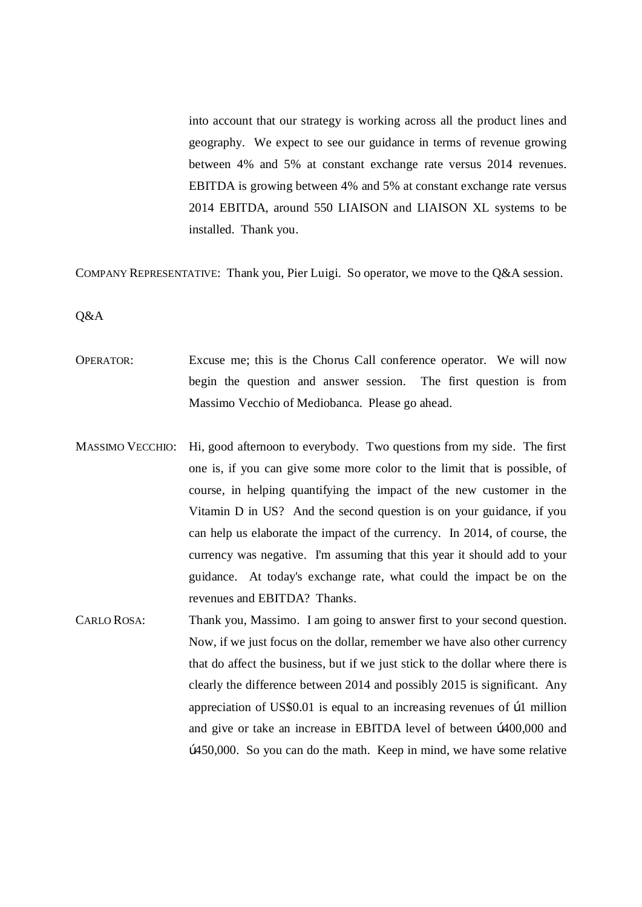into account that our strategy is working across all the product lines and geography. We expect to see our guidance in terms of revenue growing between 4% and 5% at constant exchange rate versus 2014 revenues. EBITDA is growing between 4% and 5% at constant exchange rate versus 2014 EBITDA, around 550 LIAISON and LIAISON XL systems to be installed. Thank you.

COMPANY REPRESENTATIVE: Thank you, Pier Luigi. So operator, we move to the Q&A session.

Q&A

OPERATOR: Excuse me; this is the Chorus Call conference operator. We will now begin the question and answer session. The first question is from Massimo Vecchio of Mediobanca. Please go ahead.

MASSIMO VECCHIO: Hi, good afternoon to everybody. Two questions from my side. The first one is, if you can give some more color to the limit that is possible, of course, in helping quantifying the impact of the new customer in the Vitamin D in US? And the second question is on your guidance, if you can help us elaborate the impact of the currency. In 2014, of course, the currency was negative. I'm assuming that this year it should add to your guidance. At today's exchange rate, what could the impact be on the revenues and EBITDA? Thanks.

CARLO ROSA: Thank you, Massimo. I am going to answer first to your second question. Now, if we just focus on the dollar, remember we have also other currency that do affect the business, but if we just stick to the dollar where there is clearly the difference between 2014 and possibly 2015 is significant. Any appreciation of US$0.01 is equal to an increasing revenues of ú1 million and give or take an increase in EBITDA level of between ú400,000 and ú450,000. So you can do the math. Keep in mind, we have some relative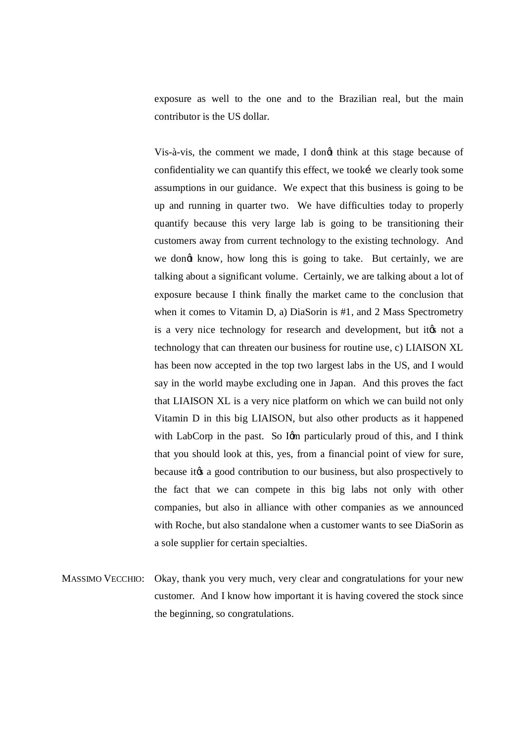exposure as well to the one and to the Brazilian real, but the main contributor is the US dollar.

Vis-à-vis, the comment we made, I donφt think at this stage because of confidentiality we can quantify this effect, we tooké we clearly took some assumptions in our guidance. We expect that this business is going to be up and running in quarter two. We have difficulties today to properly quantify because this very large lab is going to be transitioning their customers away from current technology to the existing technology. And we donφt know, how long this is going to take. But certainly, we are talking about a significant volume. Certainly, we are talking about a lot of exposure because I think finally the market came to the conclusion that when it comes to Vitamin D, a) DiaSorin is #1, and 2 Mass Spectrometry is a very nice technology for research and development, but itφs not a technology that can threaten our business for routine use, c) LIAISON XL has been now accepted in the top two largest labs in the US, and I would say in the world maybe excluding one in Japan. And this proves the fact that LIAISON XL is a very nice platform on which we can build not only Vitamin D in this big LIAISON, but also other products as it happened with LabCorp in the past. So Iφm particularly proud of this, and I think that you should look at this, yes, from a financial point of view for sure, because itφs a good contribution to our business, but also prospectively to the fact that we can compete in this big labs not only with other companies, but also in alliance with other companies as we announced with Roche, but also standalone when a customer wants to see DiaSorin as a sole supplier for certain specialties.

MASSIMO VECCHIO: Okay, thank you very much, very clear and congratulations for your new customer. And I know how important it is having covered the stock since the beginning, so congratulations.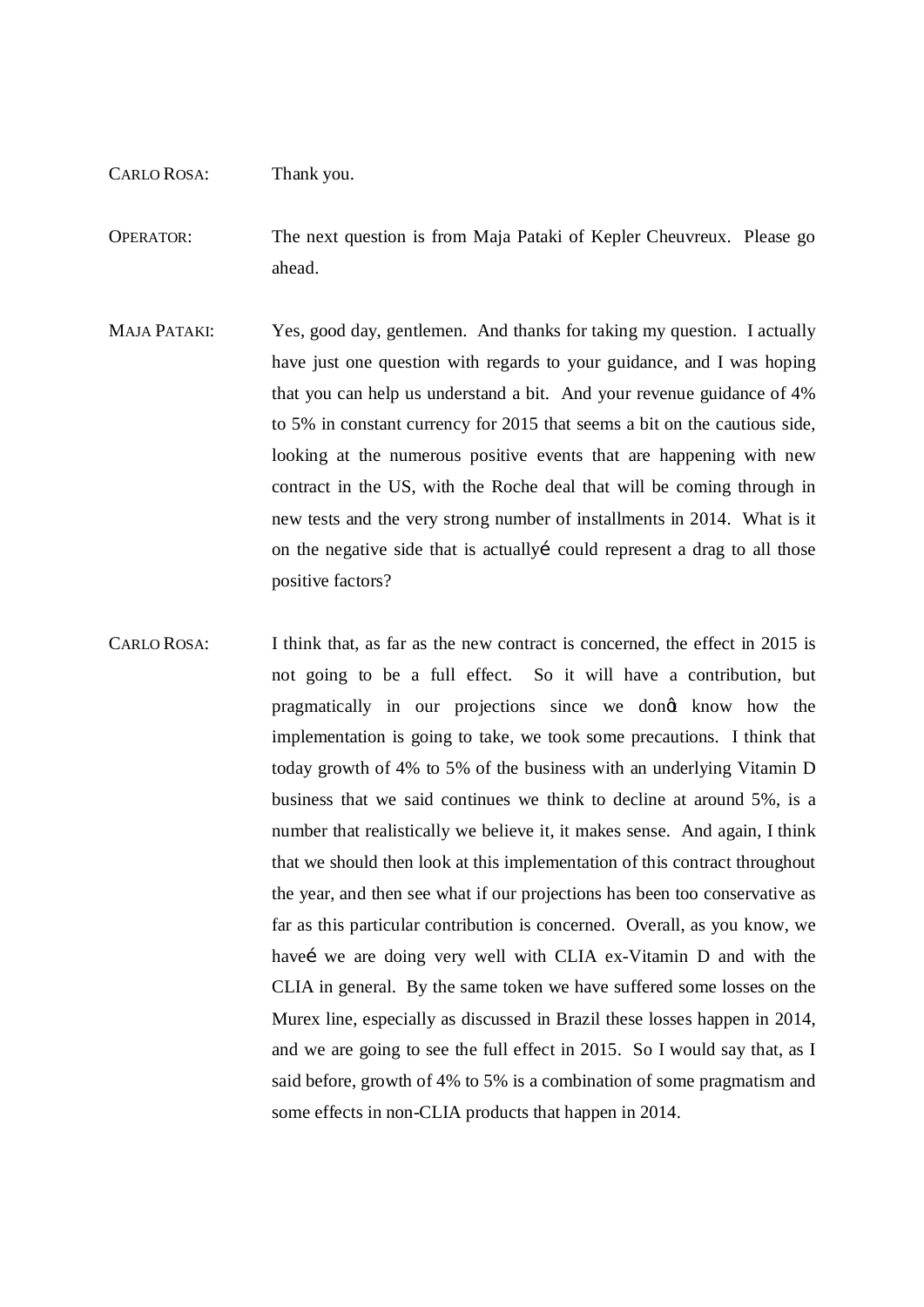CARLO ROSA: Thank you.

OPERATOR: The next question is from Maja Pataki of Kepler Cheuvreux. Please go ahead.

MAJA PATAKI: Yes, good day, gentlemen. And thanks for taking my question. I actually have just one question with regards to your guidance, and I was hoping that you can help us understand a bit. And your revenue guidance of 4% to 5% in constant currency for 2015 that seems a bit on the cautious side, looking at the numerous positive events that are happening with new contract in the US, with the Roche deal that will be coming through in new tests and the very strong number of installments in 2014. What is it on the negative side that is actually… could represent a drag to all those positive factors?

CARLO ROSA: I think that, as far as the new contract is concerned, the effect in 2015 is not going to be a full effect. So it will have a contribution, but pragmatically in our projections since we don't know how the implementation is going to take, we took some precautions. I think that today growth of 4% to 5% of the business with an underlying Vitamin D business that we said continues we think to decline at around 5%, is a number that realistically we believe it, it makes sense. And again, I think that we should then look at this implementation of this contract throughout the year, and then see what if our projections has been too conservative as far as this particular contribution is concerned. Overall, as you know, we have… we are doing very well with CLIA ex-Vitamin D and with the CLIA in general. By the same token we have suffered some losses on the Murex line, especially as discussed in Brazil these losses happen in 2014, and we are going to see the full effect in 2015. So I would say that, as I said before, growth of 4% to 5% is a combination of some pragmatism and some effects in non-CLIA products that happen in 2014.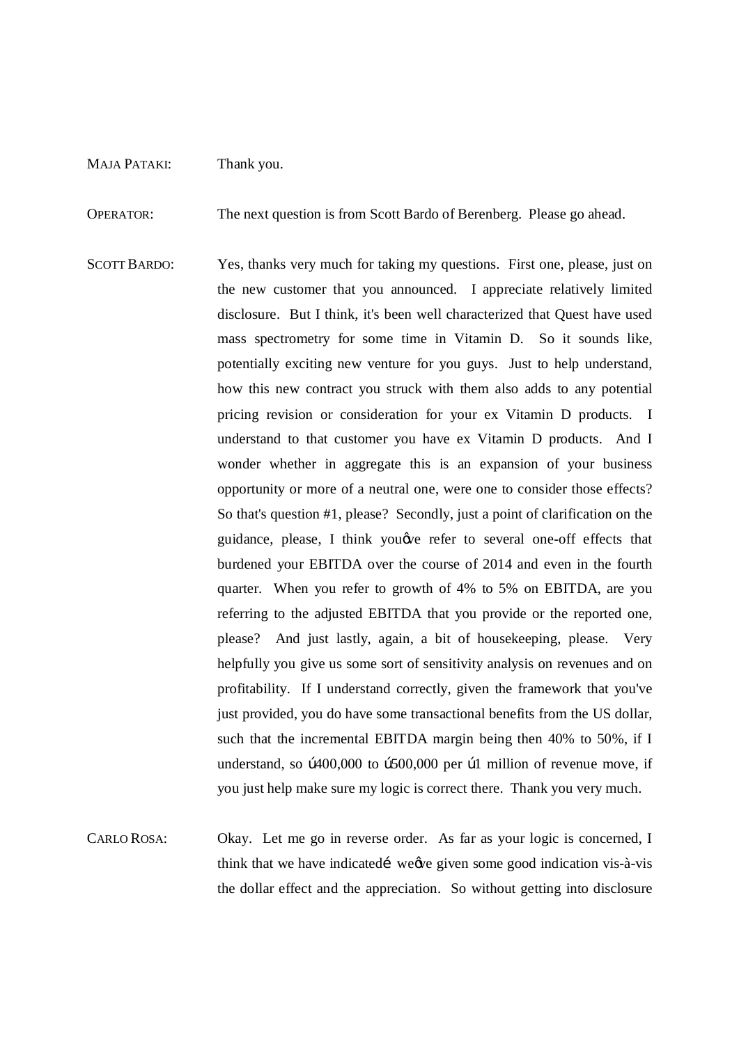MAJA PATAKI: Thank you.

OPERATOR: The next question is from Scott Bardo of Berenberg. Please go ahead.

SCOTT BARDO: Yes, thanks very much for taking my questions. First one, please, just on the new customer that you announced. I appreciate relatively limited disclosure. But I think, it's been well characterized that Quest have used mass spectrometry for some time in Vitamin D. So it sounds like, potentially exciting new venture for you guys. Just to help understand, how this new contract you struck with them also adds to any potential pricing revision or consideration for your ex Vitamin D products. I understand to that customer you have ex Vitamin D products. And I wonder whether in aggregate this is an expansion of your business opportunity or more of a neutral one, were one to consider those effects? So that's question #1, please? Secondly, just a point of clarification on the guidance, please, I think youφve refer to several one-off effects that burdened your EBITDA over the course of 2014 and even in the fourth quarter. When you refer to growth of 4% to 5% on EBITDA, are you referring to the adjusted EBITDA that you provide or the reported one, please? And just lastly, again, a bit of housekeeping, please. Very helpfully you give us some sort of sensitivity analysis on revenues and on profitability. If I understand correctly, given the framework that you've just provided, you do have some transactional benefits from the US dollar, such that the incremental EBITDA margin being then 40% to 50%, if I understand, so ú400,000 to ú500,000 per ú1 million of revenue move, if you just help make sure my logic is correct there. Thank you very much.

CARLO ROSA: Okay. Let me go in reverse order. As far as your logic is concerned, I think that we have indicatedí weφve given some good indication vis-à-vis the dollar effect and the appreciation. So without getting into disclosure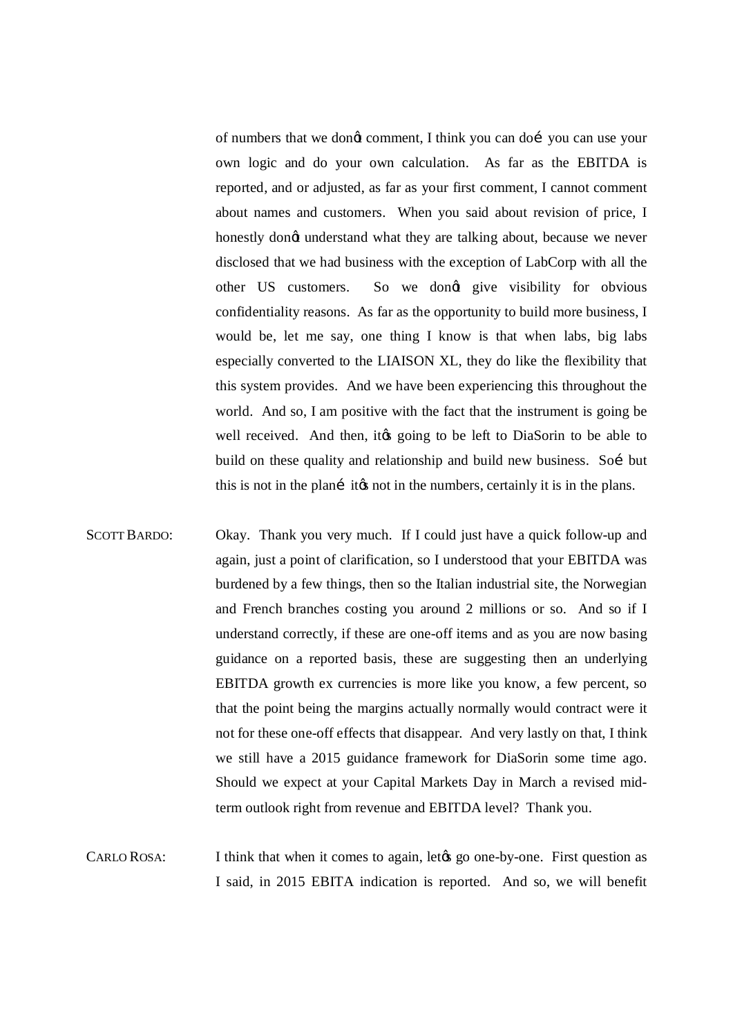of numbers that we donøt comment, I think you can doí you can use your own logic and do your own calculation. As far as the EBITDA is reported, and or adjusted, as far as your first comment, I cannot comment about names and customers. When you said about revision of price, I honestly donøt understand what they are talking about, because we never disclosed that we had business with the exception of LabCorp with all the other US customers. So we donøt give visibility for obvious confidentiality reasons. As far as the opportunity to build more business, I would be, let me say, one thing I know is that when labs, big labs especially converted to the LIAISON XL, they do like the flexibility that this system provides. And we have been experiencing this throughout the world. And so, I am positive with the fact that the instrument is going be well received. And then, itøs going to be left to DiaSorin to be able to build on these quality and relationship and build new business. Soí but this is not in the planí itøs not in the numbers, certainly it is in the plans.

SCOTT BARDO: Okay. Thank you very much. If I could just have a quick follow-up and again, just a point of clarification, so I understood that your EBITDA was burdened by a few things, then so the Italian industrial site, the Norwegian and French branches costing you around 2 millions or so. And so if I understand correctly, if these are one-off items and as you are now basing guidance on a reported basis, these are suggesting then an underlying EBITDA growth ex currencies is more like you know, a few percent, so that the point being the margins actually normally would contract were it not for these one-off effects that disappear. And very lastly on that, I think we still have a 2015 guidance framework for DiaSorin some time ago. Should we expect at your Capital Markets Day in March a revised mid-term outlook right from revenue and EBITDA level? Thank you.

CARLO ROSA: I think that when it comes to again, letøs go one-by-one. First question as I said, in 2015 EBITA indication is reported. And so, we will benefit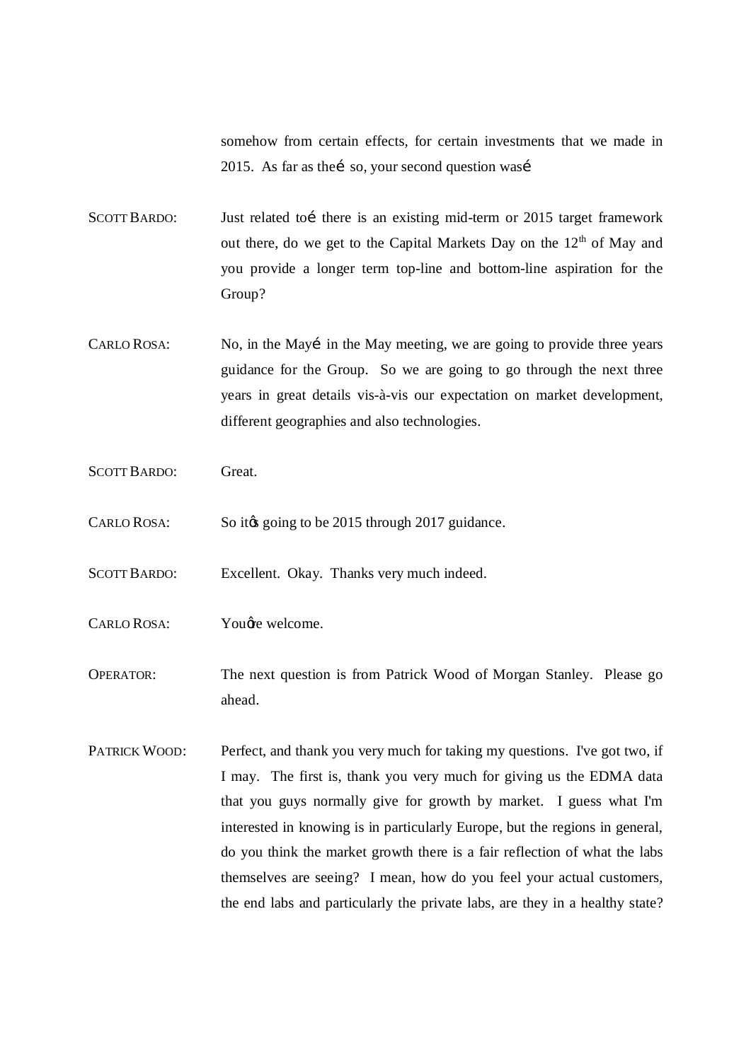somehow from certain effects, for certain investments that we made in 2015. As far as the… so, your second question was…

SCOTT BARDO: Just related to… there is an existing mid-term or 2015 target framework out there, do we get to the Capital Markets Day on the 12th of May and you provide a longer term top-line and bottom-line aspiration for the Group?

CARLO ROSA: No, in the May… in the May meeting, we are going to provide three years guidance for the Group. So we are going to go through the next three years in great details vis-à-vis our expectation on market development, different geographies and also technologies.

SCOTT BARDO: Great.

CARLO ROSA: So it's going to be 2015 through 2017 guidance.

SCOTT BARDO: Excellent. Okay. Thanks very much indeed.

CARLO ROSA: You're welcome.

OPERATOR: The next question is from Patrick Wood of Morgan Stanley. Please go ahead.

PATRICK WOOD: Perfect, and thank you very much for taking my questions. I've got two, if I may. The first is, thank you very much for giving us the EDMA data that you guys normally give for growth by market. I guess what I'm interested in knowing is in particularly Europe, but the regions in general, do you think the market growth there is a fair reflection of what the labs themselves are seeing? I mean, how do you feel your actual customers, the end labs and particularly the private labs, are they in a healthy state?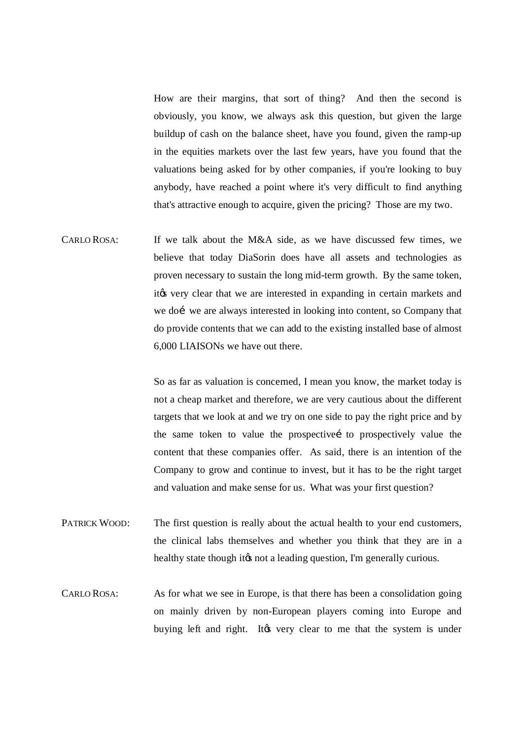How are their margins, that sort of thing? And then the second is obviously, you know, we always ask this question, but given the large buildup of cash on the balance sheet, have you found, given the ramp-up in the equities markets over the last few years, have you found that the valuations being asked for by other companies, if you're looking to buy anybody, have reached a point where it's very difficult to find anything that's attractive enough to acquire, given the pricing? Those are my two.

CARLO ROSA: If we talk about the M&A side, as we have discussed few times, we believe that today DiaSorin does have all assets and technologies as proven necessary to sustain the long mid-term growth. By the same token, itǿs very clear that we are interested in expanding in certain markets and we doí we are always interested in looking into content, so Company that do provide contents that we can add to the existing installed base of almost 6,000 LIAISONs we have out there.

So as far as valuation is concerned, I mean you know, the market today is not a cheap market and therefore, we are very cautious about the different targets that we look at and we try on one side to pay the right price and by the same token to value the prospectiveí to prospectively value the content that these companies offer. As said, there is an intention of the Company to grow and continue to invest, but it has to be the right target and valuation and make sense for us. What was your first question?

PATRICK WOOD: The first question is really about the actual health to your end customers, the clinical labs themselves and whether you think that they are in a healthy state though itǿs not a leading question, I'm generally curious.

CARLO ROSA: As for what we see in Europe, is that there has been a consolidation going on mainly driven by non-European players coming into Europe and buying left and right. Itǿs very clear to me that the system is under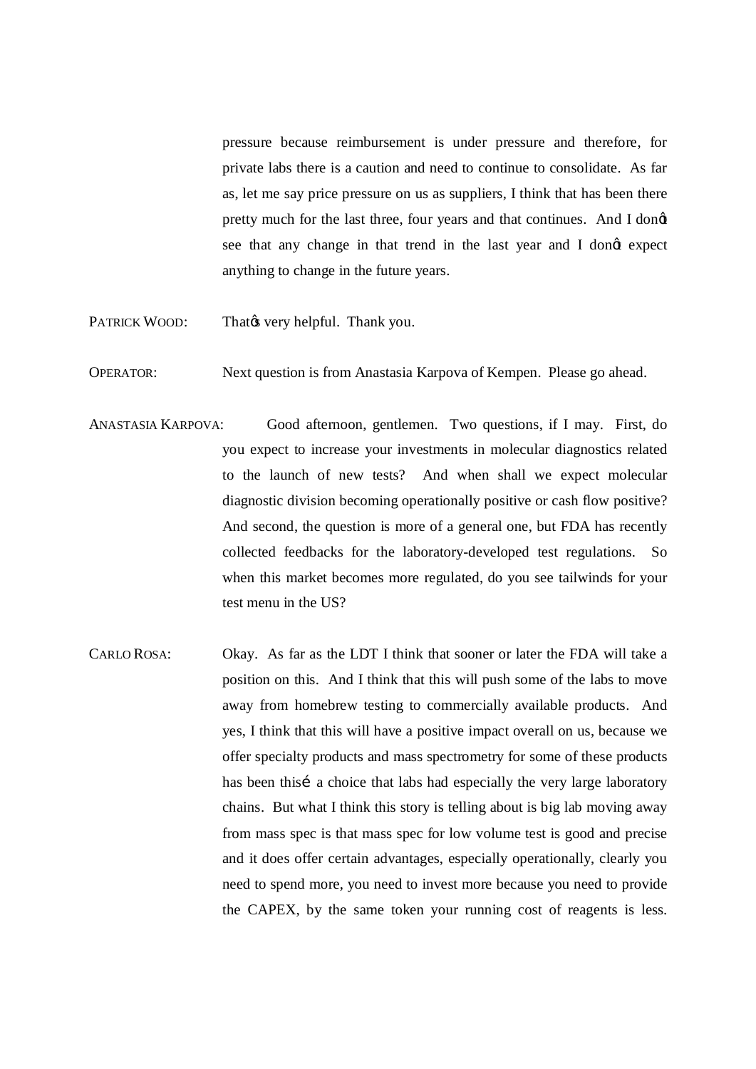pressure because reimbursement is under pressure and therefore, for private labs there is a caution and need to continue to consolidate. As far as, let me say price pressure on us as suppliers, I think that has been there pretty much for the last three, four years and that continues. And I donḉt see that any change in that trend in the last year and I donḉt expect anything to change in the future years.

PATRICK WOOD: Thatḉs very helpful. Thank you.

OPERATOR: Next question is from Anastasia Karpova of Kempen. Please go ahead.

ANASTASIA KARPOVA: Good afternoon, gentlemen. Two questions, if I may. First, do you expect to increase your investments in molecular diagnostics related to the launch of new tests? And when shall we expect molecular diagnostic division becoming operationally positive or cash flow positive? And second, the question is more of a general one, but FDA has recently collected feedbacks for the laboratory-developed test regulations. So when this market becomes more regulated, do you see tailwinds for your test menu in the US?

CARLO ROSA: Okay. As far as the LDT I think that sooner or later the FDA will take a position on this. And I think that this will push some of the labs to move away from homebrew testing to commercially available products. And yes, I think that this will have a positive impact overall on us, because we offer specialty products and mass spectrometry for some of these products has been thisí a choice that labs had especially the very large laboratory chains. But what I think this story is telling about is big lab moving away from mass spec is that mass spec for low volume test is good and precise and it does offer certain advantages, especially operationally, clearly you need to spend more, you need to invest more because you need to provide the CAPEX, by the same token your running cost of reagents is less.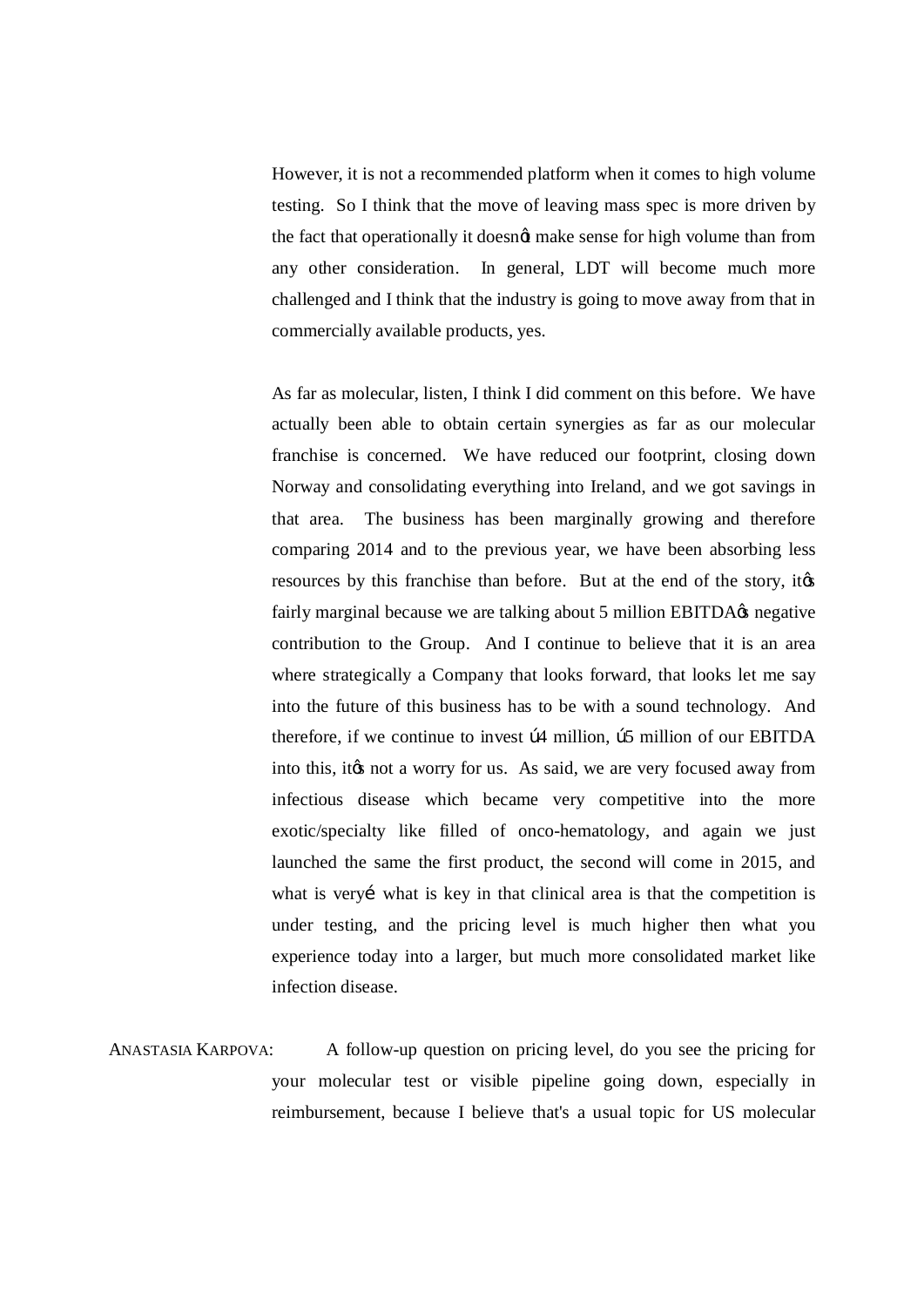However, it is not a recommended platform when it comes to high volume testing. So I think that the move of leaving mass spec is more driven by the fact that operationally it doesnọt make sense for high volume than from any other consideration. In general, LDT will become much more challenged and I think that the industry is going to move away from that in commercially available products, yes.

As far as molecular, listen, I think I did comment on this before. We have actually been able to obtain certain synergies as far as our molecular franchise is concerned. We have reduced our footprint, closing down Norway and consolidating everything into Ireland, and we got savings in that area. The business has been marginally growing and therefore comparing 2014 and to the previous year, we have been absorbing less resources by this franchise than before. But at the end of the story, itọs fairly marginal because we are talking about 5 million EBITDAọs negative contribution to the Group. And I continue to believe that it is an area where strategically a Company that looks forward, that looks let me say into the future of this business has to be with a sound technology. And therefore, if we continue to invest ú4 million, ú5 million of our EBITDA into this, itọs not a worry for us. As said, we are very focused away from infectious disease which became very competitive into the more exotic/specialty like filled of onco-hematology, and again we just launched the same the first product, the second will come in 2015, and what is veryí what is key in that clinical area is that the competition is under testing, and the pricing level is much higher then what you experience today into a larger, but much more consolidated market like infection disease.

ANASTASIA KARPOVA: A follow-up question on pricing level, do you see the pricing for your molecular test or visible pipeline going down, especially in reimbursement, because I believe that's a usual topic for US molecular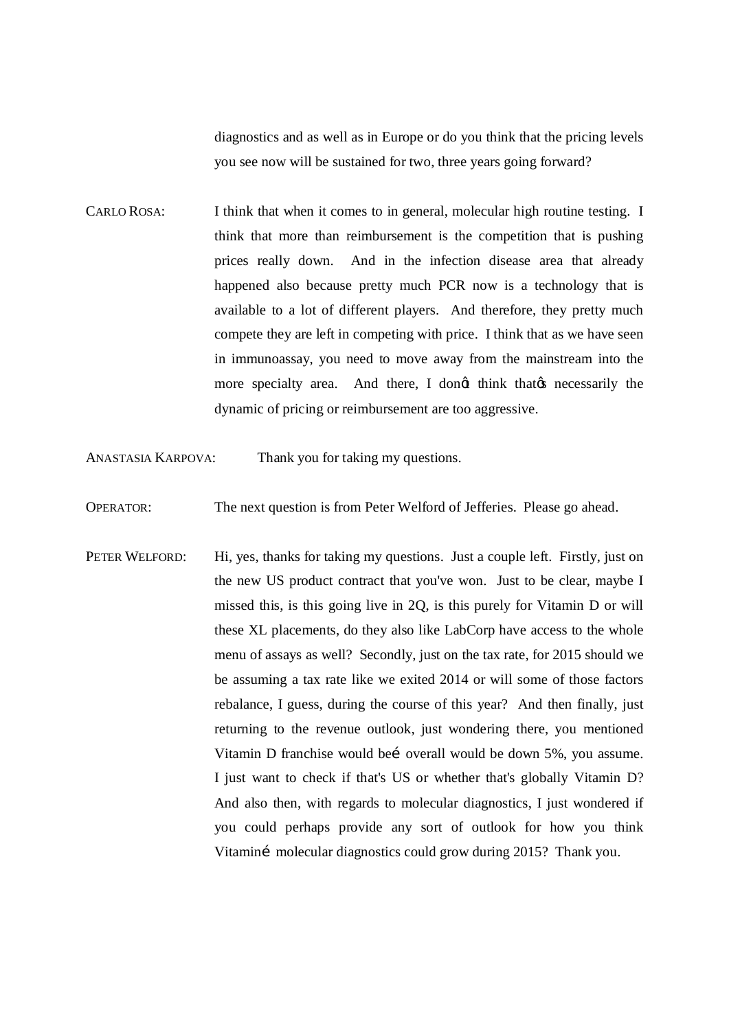diagnostics and as well as in Europe or do you think that the pricing levels you see now will be sustained for two, three years going forward?

CARLO ROSA: I think that when it comes to in general, molecular high routine testing. I think that more than reimbursement is the competition that is pushing prices really down. And in the infection disease area that already happened also because pretty much PCR now is a technology that is available to a lot of different players. And therefore, they pretty much compete they are left in competing with price. I think that as we have seen in immunoassay, you need to move away from the mainstream into the more specialty area. And there, I donφt think thatφs necessarily the dynamic of pricing or reimbursement are too aggressive.

ANASTASIA KARPOVA: Thank you for taking my questions.

OPERATOR: The next question is from Peter Welford of Jefferies. Please go ahead.

PETER WELFORD: Hi, yes, thanks for taking my questions. Just a couple left. Firstly, just on the new US product contract that you've won. Just to be clear, maybe I missed this, is this going live in 2Q, is this purely for Vitamin D or will these XL placements, do they also like LabCorp have access to the whole menu of assays as well? Secondly, just on the tax rate, for 2015 should we be assuming a tax rate like we exited 2014 or will some of those factors rebalance, I guess, during the course of this year? And then finally, just returning to the revenue outlook, just wondering there, you mentioned Vitamin D franchise would beí overall would be down 5%, you assume. I just want to check if that's US or whether that's globally Vitamin D? And also then, with regards to molecular diagnostics, I just wondered if you could perhaps provide any sort of outlook for how you think Vitaminí molecular diagnostics could grow during 2015? Thank you.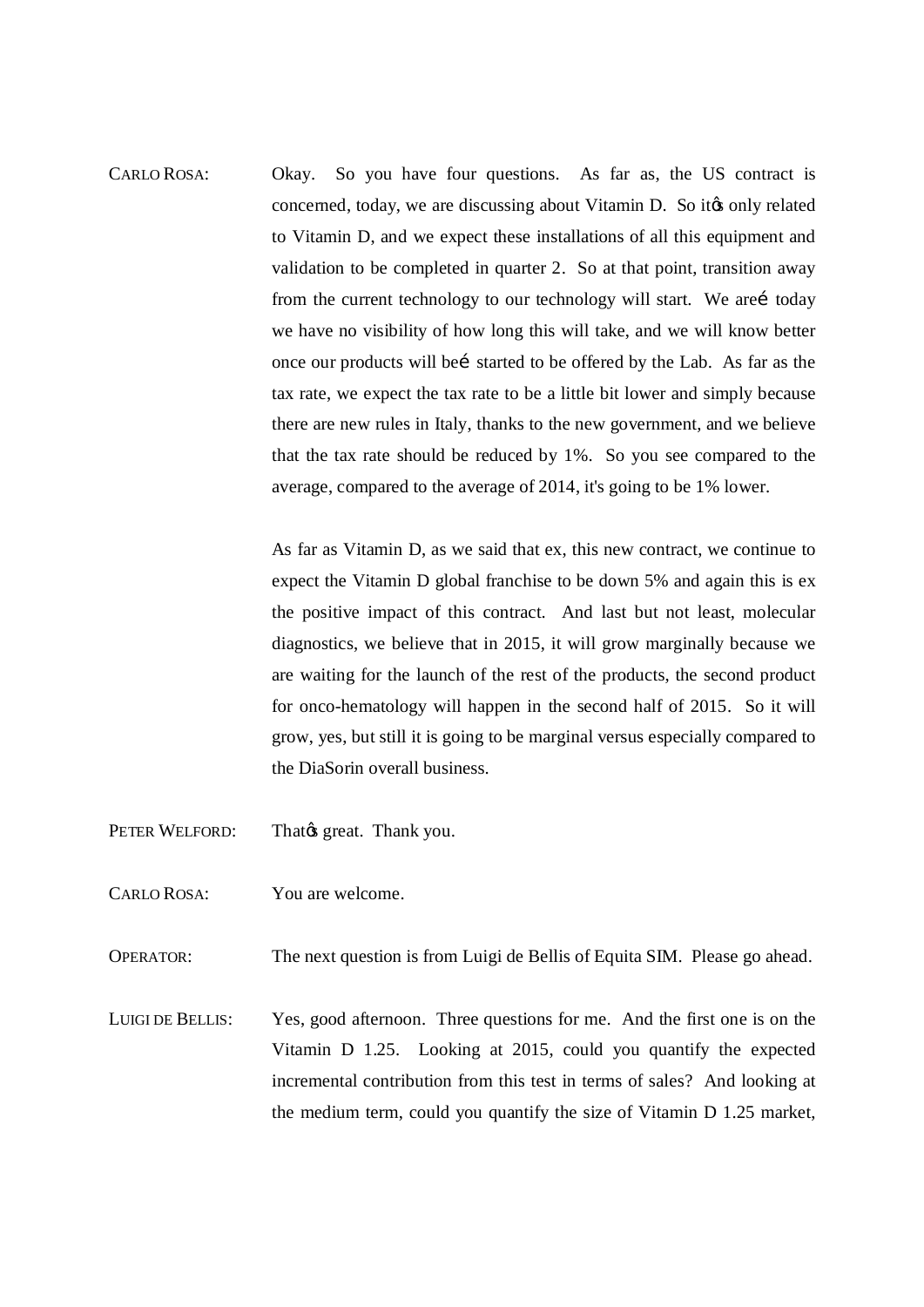CARLO ROSA: Okay. So you have four questions. As far as, the US contract is concerned, today, we are discussing about Vitamin D. So itøs only related to Vitamin D, and we expect these installations of all this equipment and validation to be completed in quarter 2. So at that point, transition away from the current technology to our technology will start. We areí today we have no visibility of how long this will take, and we will know better once our products will beí started to be offered by the Lab. As far as the tax rate, we expect the tax rate to be a little bit lower and simply because there are new rules in Italy, thanks to the new government, and we believe that the tax rate should be reduced by 1%. So you see compared to the average, compared to the average of 2014, it's going to be 1% lower.

As far as Vitamin D, as we said that ex, this new contract, we continue to expect the Vitamin D global franchise to be down 5% and again this is ex the positive impact of this contract. And last but not least, molecular diagnostics, we believe that in 2015, it will grow marginally because we are waiting for the launch of the rest of the products, the second product for onco-hematology will happen in the second half of 2015. So it will grow, yes, but still it is going to be marginal versus especially compared to the DiaSorin overall business.

PETER WELFORD: Thatøs great. Thank you.

CARLO ROSA: You are welcome.

OPERATOR: The next question is from Luigi de Bellis of Equita SIM. Please go ahead.

LUIGI DE BELLIS: Yes, good afternoon. Three questions for me. And the first one is on the Vitamin D 1.25. Looking at 2015, could you quantify the expected incremental contribution from this test in terms of sales? And looking at the medium term, could you quantify the size of Vitamin D 1.25 market,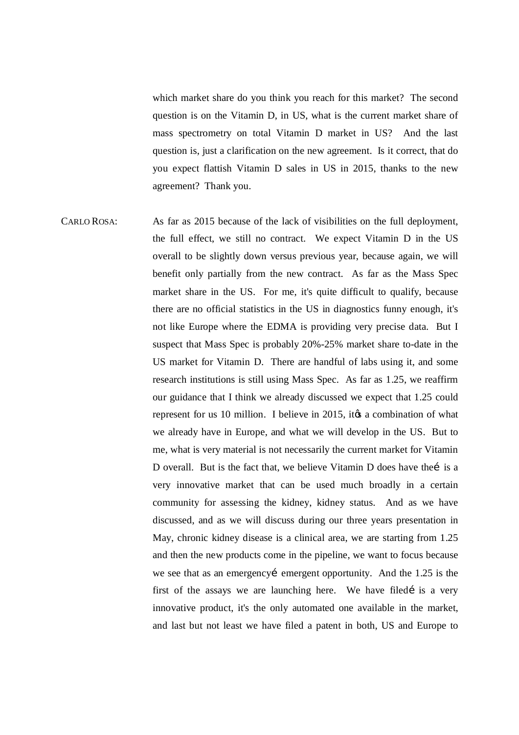which market share do you think you reach for this market? The second question is on the Vitamin D, in US, what is the current market share of mass spectrometry on total Vitamin D market in US? And the last question is, just a clarification on the new agreement. Is it correct, that do you expect flattish Vitamin D sales in US in 2015, thanks to the new agreement? Thank you.

CARLO ROSA: As far as 2015 because of the lack of visibilities on the full deployment, the full effect, we still no contract. We expect Vitamin D in the US overall to be slightly down versus previous year, because again, we will benefit only partially from the new contract. As far as the Mass Spec market share in the US. For me, it's quite difficult to qualify, because there are no official statistics in the US in diagnostics funny enough, it's not like Europe where the EDMA is providing very precise data. But I suspect that Mass Spec is probably 20%-25% market share to-date in the US market for Vitamin D. There are handful of labs using it, and some research institutions is still using Mass Spec. As far as 1.25, we reaffirm our guidance that I think we already discussed we expect that 1.25 could represent for us 10 million. I believe in 2015, itǿs a combination of what we already have in Europe, and what we will develop in the US. But to me, what is very material is not necessarily the current market for Vitamin D overall. But is the fact that, we believe Vitamin D does have theí is a very innovative market that can be used much broadly in a certain community for assessing the kidney, kidney status. And as we have discussed, and as we will discuss during our three years presentation in May, chronic kidney disease is a clinical area, we are starting from 1.25 and then the new products come in the pipeline, we want to focus because we see that as an emergencyí emergent opportunity. And the 1.25 is the first of the assays we are launching here. We have filedí is a very innovative product, it's the only automated one available in the market, and last but not least we have filed a patent in both, US and Europe to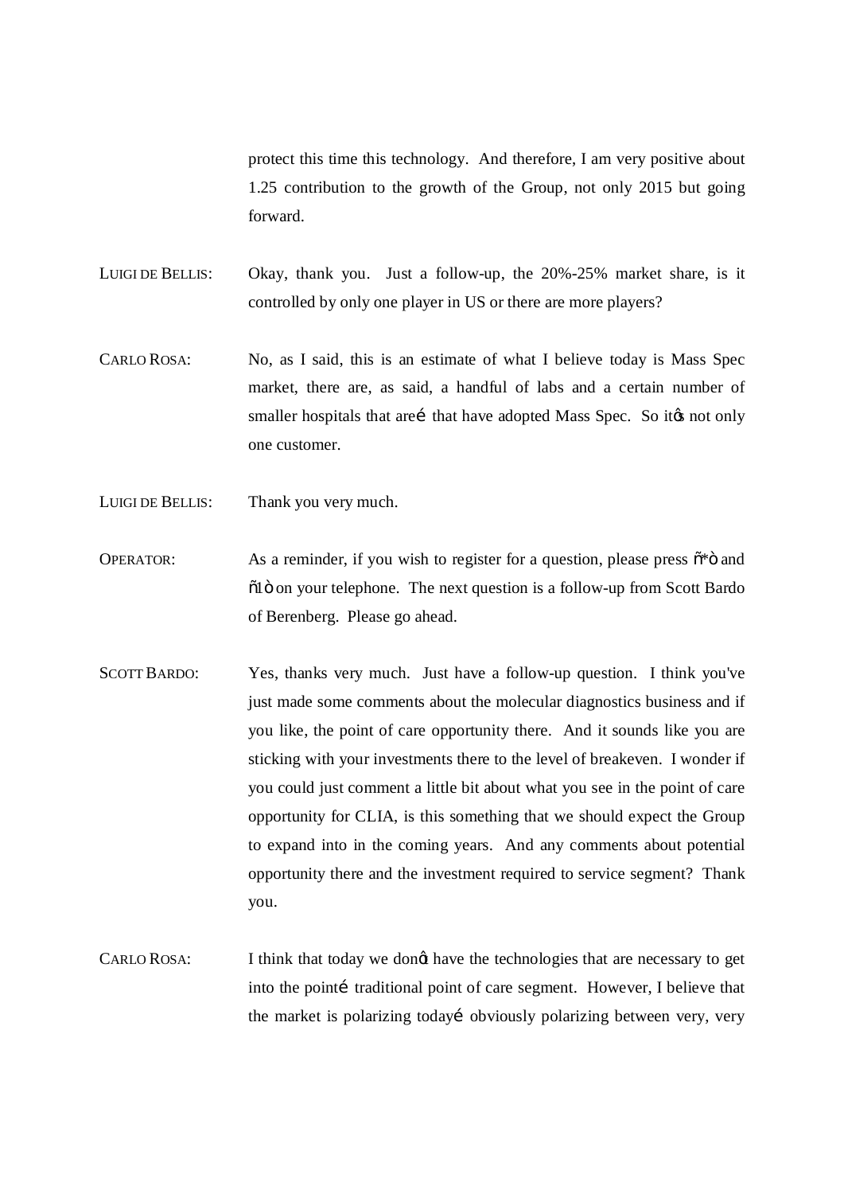protect this time this technology. And therefore, I am very positive about 1.25 contribution to the growth of the Group, not only 2015 but going forward.

LUIGI DE BELLIS: Okay, thank you. Just a follow-up, the 20%-25% market share, is it controlled by only one player in US or there are more players?

CARLO ROSA: No, as I said, this is an estimate of what I believe today is Mass Spec market, there are, as said, a handful of labs and a certain number of smaller hospitals that areí that have adopted Mass Spec. So itøs not only one customer.

LUIGI DE BELLIS: Thank you very much.

OPERATOR: As a reminder, if you wish to register for a question, please press õ*ö and õ1ö on your telephone. The next question is a follow-up from Scott Bardo of Berenberg. Please go ahead.

SCOTT BARDO: Yes, thanks very much. Just have a follow-up question. I think you've just made some comments about the molecular diagnostics business and if you like, the point of care opportunity there. And it sounds like you are sticking with your investments there to the level of breakeven. I wonder if you could just comment a little bit about what you see in the point of care opportunity for CLIA, is this something that we should expect the Group to expand into in the coming years. And any comments about potential opportunity there and the investment required to service segment? Thank you.

CARLO ROSA: I think that today we donøt have the technologies that are necessary to get into the pointí traditional point of care segment. However, I believe that the market is polarizing todayí obviously polarizing between very, very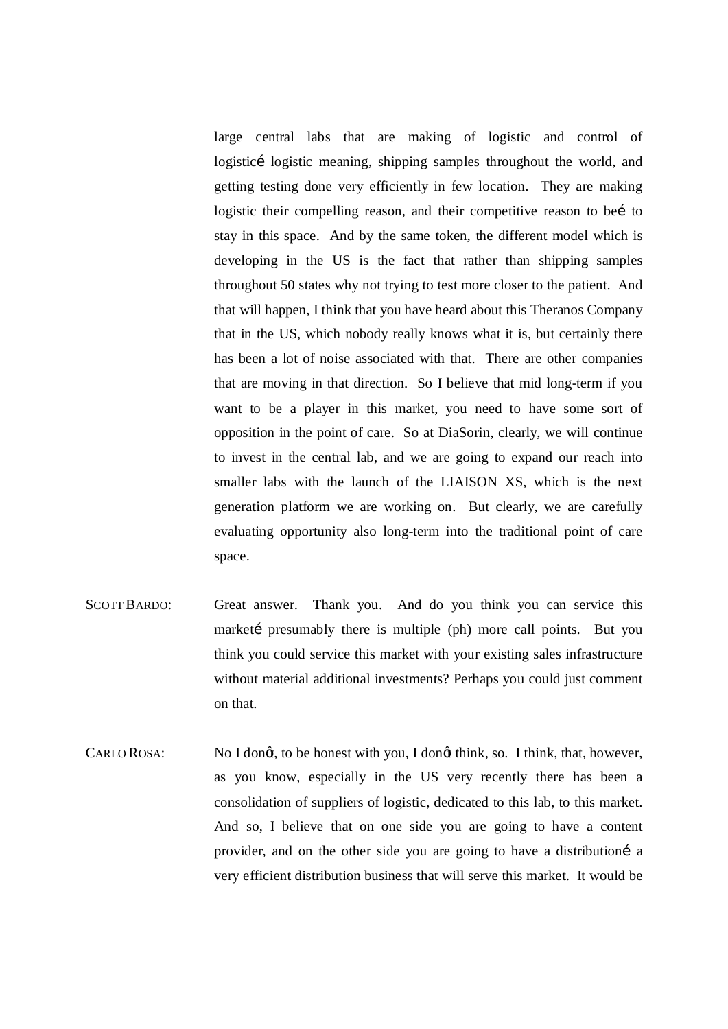large central labs that are making of logistic and control of logisticé logistic meaning, shipping samples throughout the world, and getting testing done very efficiently in few location. They are making logistic their compelling reason, and their competitive reason to beé to stay in this space. And by the same token, the different model which is developing in the US is the fact that rather than shipping samples throughout 50 states why not trying to test more closer to the patient. And that will happen, I think that you have heard about this Theranos Company that in the US, which nobody really knows what it is, but certainly there has been a lot of noise associated with that. There are other companies that are moving in that direction. So I believe that mid long-term if you want to be a player in this market, you need to have some sort of opposition in the point of care. So at DiaSorin, clearly, we will continue to invest in the central lab, and we are going to expand our reach into smaller labs with the launch of the LIAISON XS, which is the next generation platform we are working on. But clearly, we are carefully evaluating opportunity also long-term into the traditional point of care space.

SCOTT BARDO: Great answer. Thank you. And do you think you can service this marketé presumably there is multiple (ph) more call points. But you think you could service this market with your existing sales infrastructure without material additional investments? Perhaps you could just comment on that.

CARLO ROSA: No I donφt, to be honest with you, I donφt think, so. I think, that, however, as you know, especially in the US very recently there has been a consolidation of suppliers of logistic, dedicated to this lab, to this market. And so, I believe that on one side you are going to have a content provider, and on the other side you are going to have a distributioné a very efficient distribution business that will serve this market. It would be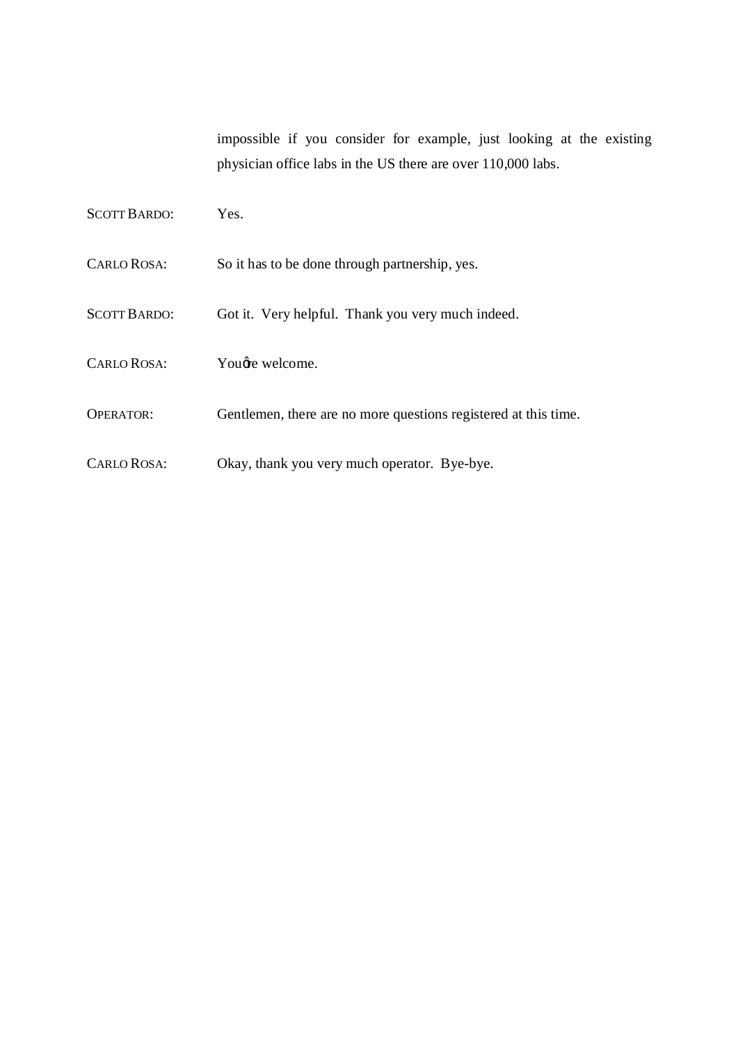impossible if you consider for example, just looking at the existing physician office labs in the US there are over 110,000 labs.

SCOTT BARDO: Yes.

CARLO ROSA: So it has to be done through partnership, yes.

SCOTT BARDO: Got it. Very helpful. Thank you very much indeed.

CARLO ROSA: Youqre welcome.

OPERATOR: Gentlemen, there are no more questions registered at this time.

CARLO ROSA: Okay, thank you very much operator. Bye-bye.